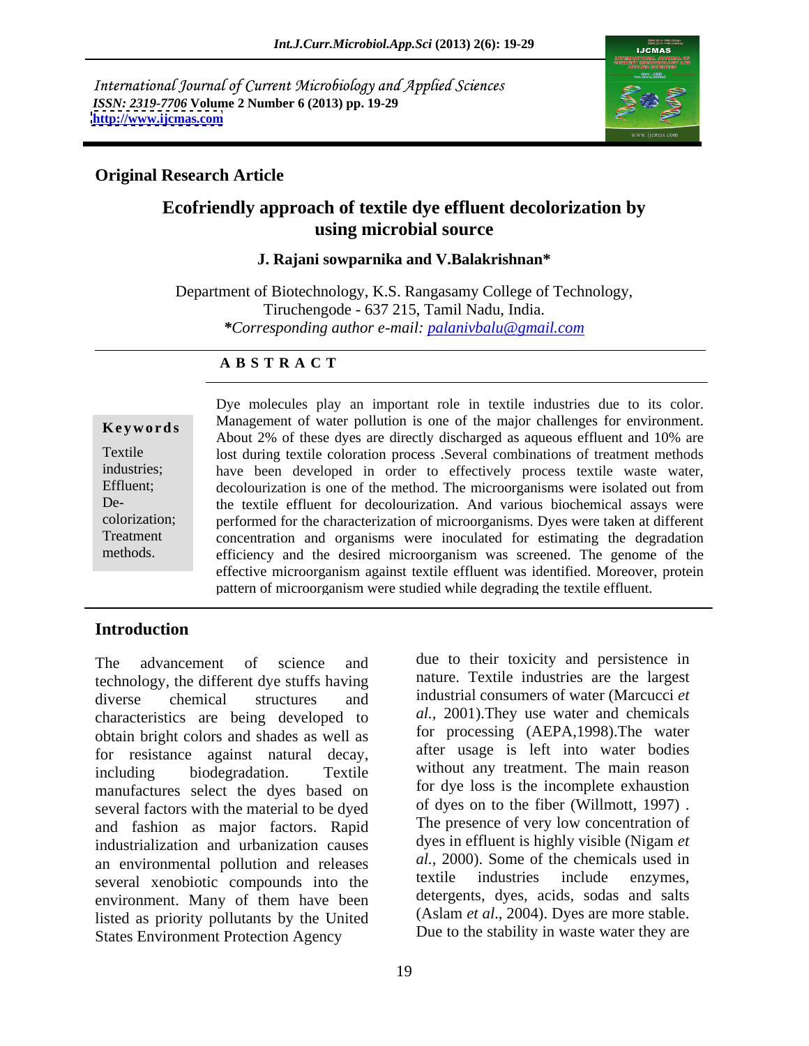*International Journal of Current Microbiology and Applied Sciences*
*ISSN: 2319-7706* **Volume 2 Number 6 (2013) pp. 19-29**
**http://www.ijcmas.com**

**Original Research Article**

# Ecofriendly approach of textile dye effluent decolorization by using microbial source

**J. Rajani sowparnika and V.Balakrishnan***

Department of Biotechnology, K.S. Rangasamy College of Technology, Tiruchengode - 637 215, Tamil Nadu, India.
**Corresponding author e-mail:* palanivbalu@gmail.com

## ABSTRACT

**Keywords**

Textile industries; Effluent; De-colorization; Treatment methods.

Dye molecules play an important role in textile industries due to its color. Management of water pollution is one of the major challenges for environment. About 2% of these dyes are directly discharged as aqueous effluent and 10% are lost during textile coloration process .Several combinations of treatment methods have been developed in order to effectively process textile waste water, decolourization is one of the method. The microorganisms were isolated out from the textile effluent for decolourization. And various biochemical assays were performed for the characterization of microorganisms. Dyes were taken at different concentration and organisms were inoculated for estimating the degradation efficiency and the desired microorganism was screened. The genome of the effective microorganism against textile effluent was identified. Moreover, protein pattern of microorganism were studied while degrading the textile effluent.

## Introduction

The advancement of science and technology, the different dye stuffs having diverse chemical structures and characteristics are being developed to obtain bright colors and shades as well as for resistance against natural decay, including biodegradation. Textile manufactures select the dyes based on several factors with the material to be dyed and fashion as major factors. Rapid industrialization and urbanization causes an environmental pollution and releases several xenobiotic compounds into the environment. Many of them have been listed as priority pollutants by the United States Environment Protection Agency due to their toxicity and persistence in nature. Textile industries are the largest industrial consumers of water (Marcucci *et al.*, 2001).They use water and chemicals for processing (AEPA,1998).The water after usage is left into water bodies without any treatment. The main reason for dye loss is the incomplete exhaustion of dyes on to the fiber (Willmott, 1997) . The presence of very low concentration of dyes in effluent is highly visible (Nigam *et al.*, 2000). Some of the chemicals used in textile industries include enzymes, detergents, dyes, acids, sodas and salts (Aslam *et al*., 2004). Dyes are more stable. Due to the stability in waste water they are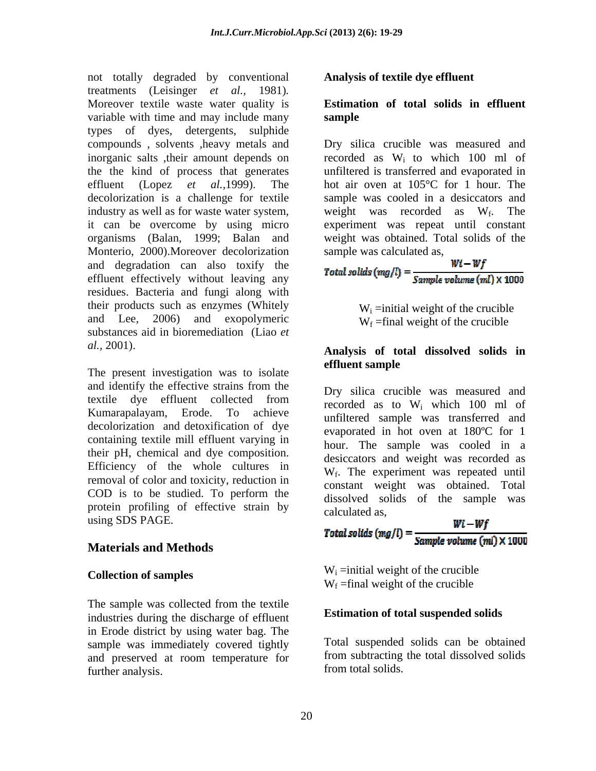not totally degraded by conventional treatments (Leisinger *et al.,* 1981). Moreover textile waste water quality is variable with time and may include many types of dyes, detergents, sulphide compounds , solvents ,heavy metals and inorganic salts ,their amount depends on the the kind of process that generates effluent (Lopez *et al.,*1999). The decolorization is a challenge for textile industry as well as for waste water system, it can be overcome by using micro organisms (Balan, 1999; Balan and Monterio, 2000).Moreover decolorization and degradation can also toxify the effluent effectively without leaving any residues. Bacteria and fungi along with their products such as enzymes (Whitely and Lee, 2006) and exopolymeric substances aid in bioremediation (Liao *et al.,* 2001).

The present investigation was to isolate and identify the effective strains from the textile dye effluent collected from Kumarapalayam, Erode. To achieve decolorization and detoxification of dye containing textile mill effluent varying in their pH, chemical and dye composition. Efficiency of the whole cultures in removal of color and toxicity, reduction in COD is to be studied. To perform the protein profiling of effective strain by using SDS PAGE.

## Materials and Methods

### Collection of samples

The sample was collected from the textile industries during the discharge of effluent in Erode district by using water bag. The sample was immediately covered tightly and preserved at room temperature for further analysis.

### Analysis of textile dye effluent

### Estimation of total solids in effluent sample

Dry silica crucible was measured and recorded as $W_i$ to which 100 ml of unfiltered is transferred and evaporated in hot air oven at 105°C for 1 hour. The sample was cooled in a desiccators and weight was recorded as $W_f$. The experiment was repeat until constant weight was obtained. Total solids of the sample was calculated as,

$$Total\ solids\ (mg/l) = \frac{Wi - Wf}{Sample\ volume\ (ml)\ X\ 1000}$$

$W_i$ =initial weight of the crucible
$W_f$ =final weight of the crucible

### Analysis of total dissolved solids in effluent sample

Dry silica crucible was measured and recorded as to $W_i$ which 100 ml of unfiltered sample was transferred and evaporated in hot oven at 180ºC for 1 hour. The sample was cooled in a desiccators and weight was recorded as $W_f$. The experiment was repeated until constant weight was obtained. Total dissolved solids of the sample was calculated as,

$$Total\ solids\ (mg/l) = \frac{Wi - Wf}{Sample\ volume\ (ml)\ X\ 1000}$$

$W_i$ =initial weight of the crucible
$W_f$ =final weight of the crucible

### Estimation of total suspended solids

Total suspended solids can be obtained from subtracting the total dissolved solids from total solids.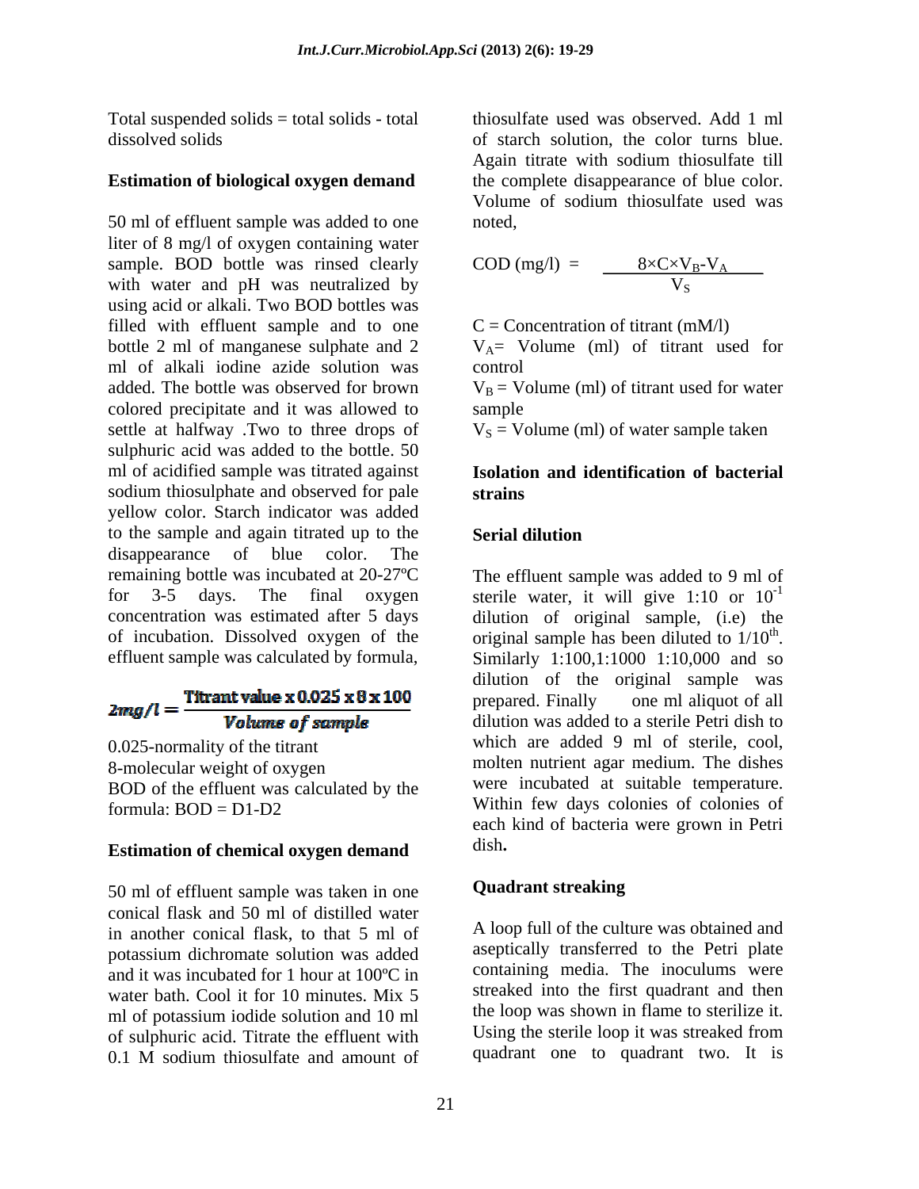Total suspended solids = total solids - total dissolved solids

**Estimation of biological oxygen demand**

50 ml of effluent sample was added to one liter of 8 mg/l of oxygen containing water sample. BOD bottle was rinsed clearly with water and pH was neutralized by using acid or alkali. Two BOD bottles was filled with effluent sample and to one bottle 2 ml of manganese sulphate and 2 ml of alkali iodine azide solution was added. The bottle was observed for brown colored precipitate and it was allowed to settle at halfway .Two to three drops of sulphuric acid was added to the bottle. 50 ml of acidified sample was titrated against sodium thiosulphate and observed for pale yellow color. Starch indicator was added to the sample and again titrated up to the disappearance of blue color. The remaining bottle was incubated at 20-27ºC for 3-5 days. The final oxygen concentration was estimated after 5 days of incubation. Dissolved oxygen of the effluent sample was calculated by formula,

$$2mg/l = \frac{\text{Titrant value} \times 0.025 \times 8 \times 100}{\text{Volume of sample}}$$

0.025-normality of the titrant
8-molecular weight of oxygen
BOD of the effluent was calculated by the formula: BOD = D1-D2

**Estimation of chemical oxygen demand**

50 ml of effluent sample was taken in one conical flask and 50 ml of distilled water in another conical flask, to that 5 ml of potassium dichromate solution was added and it was incubated for 1 hour at 100ºC in water bath. Cool it for 10 minutes. Mix 5 ml of potassium iodide solution and 10 ml of sulphuric acid. Titrate the effluent with 0.1 M sodium thiosulfate and amount of thiosulfate used was observed. Add 1 ml of starch solution, the color turns blue. Again titrate with sodium thiosulfate till the complete disappearance of blue color. Volume of sodium thiosulfate used was noted,

$$\text{COD (mg/l)} = \frac{8 \times C \times V_B - V_A}{V_S}$$

C = Concentration of titrant (mM/l)
$V_A$= Volume (ml) of titrant used for control
$V_B$ = Volume (ml) of titrant used for water sample
$V_S$ = Volume (ml) of water sample taken

**Isolation and identification of bacterial strains**

**Serial dilution**

The effluent sample was added to 9 ml of sterile water, it will give 1:10 or $10^{-1}$ dilution of original sample, (i.e) the original sample has been diluted to $1/10^{th}$. Similarly 1:100,1:1000 1:10,000 and so dilution of the original sample was prepared. Finally one ml aliquot of all dilution was added to a sterile Petri dish to which are added 9 ml of sterile, cool, molten nutrient agar medium. The dishes were incubated at suitable temperature. Within few days colonies of colonies of each kind of bacteria were grown in Petri dish**.**

**Quadrant streaking**

A loop full of the culture was obtained and aseptically transferred to the Petri plate containing media. The inoculums were streaked into the first quadrant and then the loop was shown in flame to sterilize it. Using the sterile loop it was streaked from quadrant one to quadrant two. It is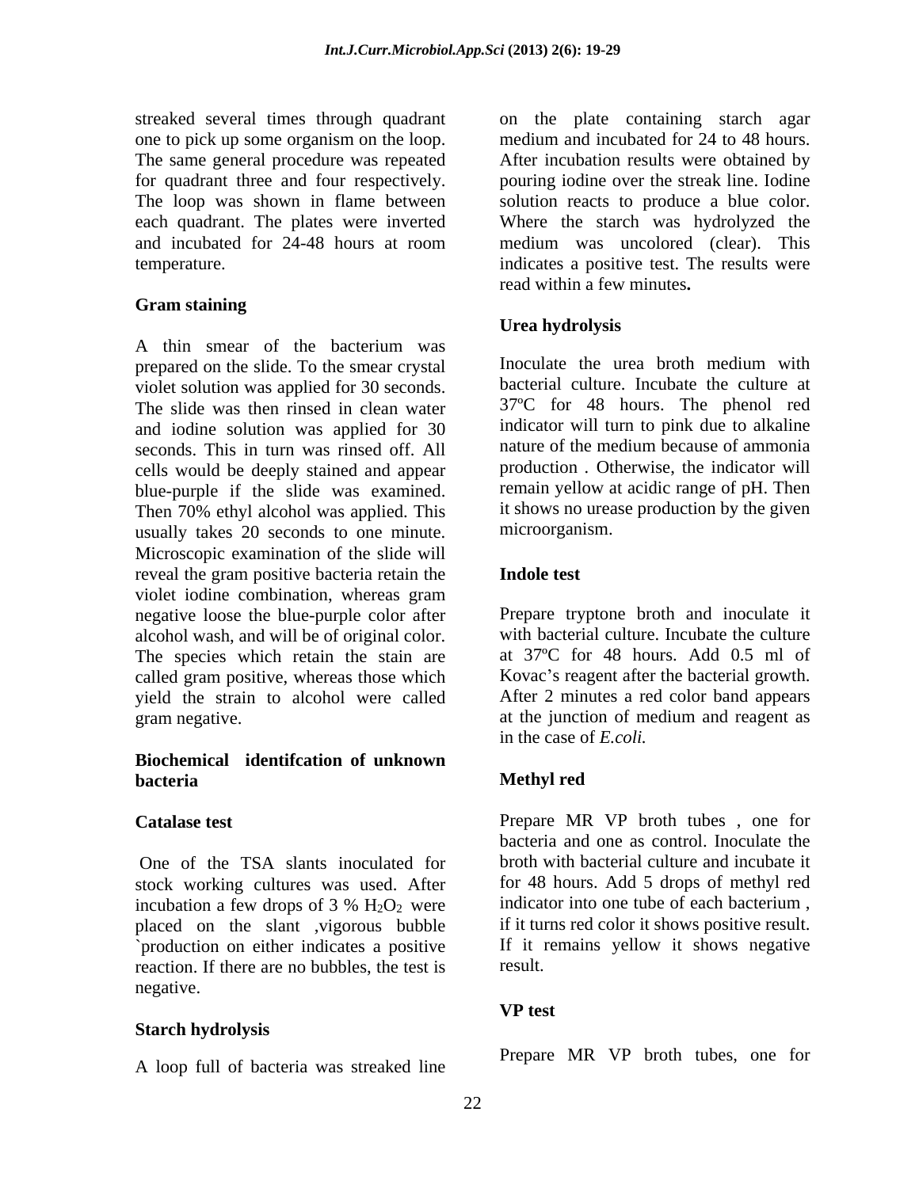streaked several times through quadrant one to pick up some organism on the loop. The same general procedure was repeated for quadrant three and four respectively. The loop was shown in flame between each quadrant. The plates were inverted and incubated for 24-48 hours at room temperature.

### Gram staining

A thin smear of the bacterium was prepared on the slide. To the smear crystal violet solution was applied for 30 seconds. The slide was then rinsed in clean water and iodine solution was applied for 30 seconds. This in turn was rinsed off. All cells would be deeply stained and appear blue-purple if the slide was examined. Then 70% ethyl alcohol was applied. This usually takes 20 seconds to one minute. Microscopic examination of the slide will reveal the gram positive bacteria retain the violet iodine combination, whereas gram negative loose the blue-purple color after alcohol wash, and will be of original color. The species which retain the stain are called gram positive, whereas those which yield the strain to alcohol were called gram negative.

### Biochemical identifcation of unknown bacteria

### Catalase test

One of the TSA slants inoculated for stock working cultures was used. After incubation a few drops of 3 % $H_2O_2$ were placed on the slant ,vigorous bubble `production on either indicates a positive reaction. If there are no bubbles, the test is negative.

### Starch hydrolysis

A loop full of bacteria was streaked line on the plate containing starch agar medium and incubated for 24 to 48 hours. After incubation results were obtained by pouring iodine over the streak line. Iodine solution reacts to produce a blue color. Where the starch was hydrolyzed the medium was uncolored (clear). This indicates a positive test. The results were read within a few minutes**.**

### Urea hydrolysis

Inoculate the urea broth medium with bacterial culture. Incubate the culture at 37ºC for 48 hours. The phenol red indicator will turn to pink due to alkaline nature of the medium because of ammonia production . Otherwise, the indicator will remain yellow at acidic range of pH. Then it shows no urease production by the given microorganism.

### Indole test

Prepare tryptone broth and inoculate it with bacterial culture. Incubate the culture at 37ºC for 48 hours. Add 0.5 ml of Kovac's reagent after the bacterial growth. After 2 minutes a red color band appears at the junction of medium and reagent as in the case of *E.coli.*

### Methyl red

Prepare MR VP broth tubes , one for bacteria and one as control. Inoculate the broth with bacterial culture and incubate it for 48 hours. Add 5 drops of methyl red indicator into one tube of each bacterium , if it turns red color it shows positive result. If it remains yellow it shows negative result.

### VP test

Prepare MR VP broth tubes, one for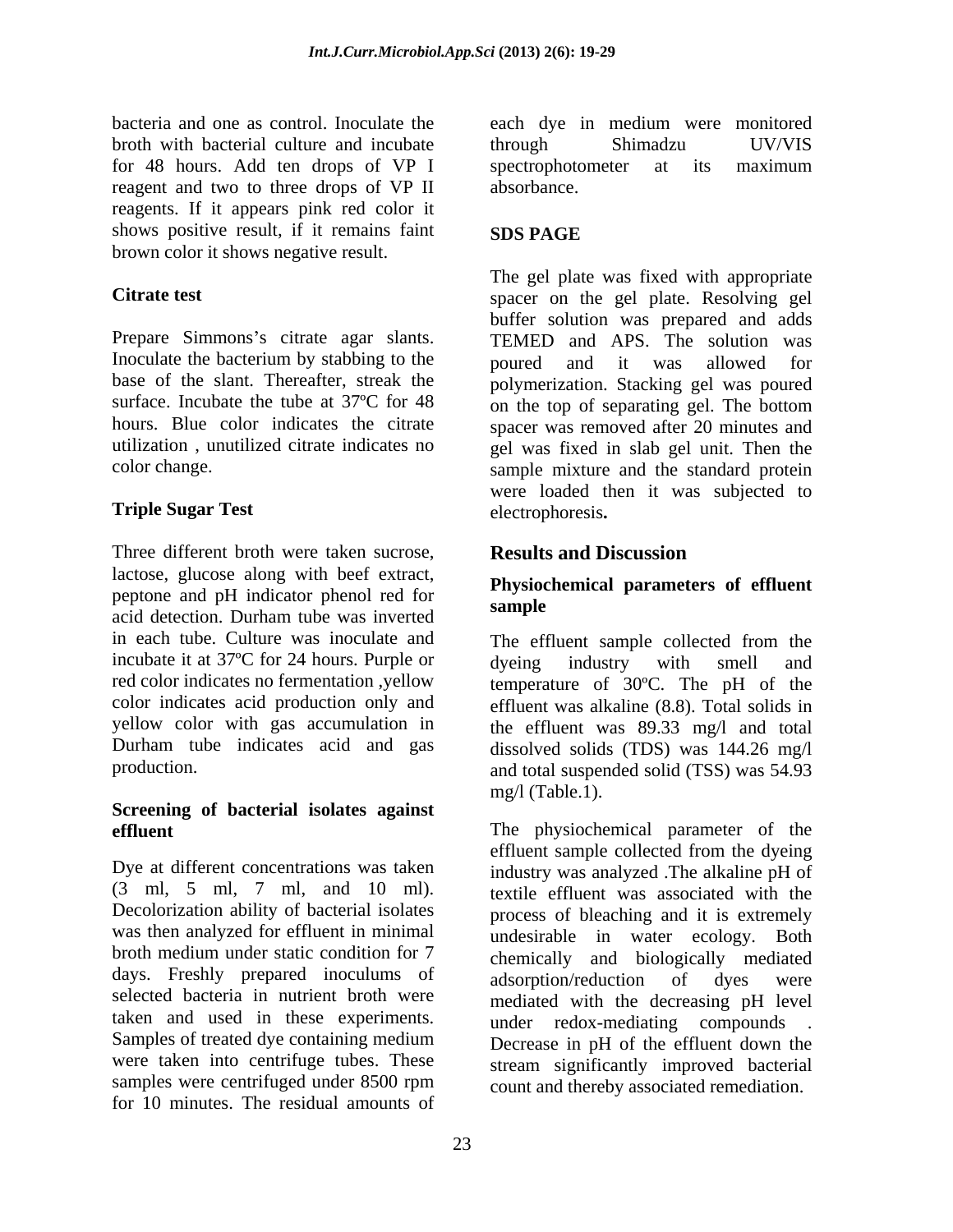bacteria and one as control. Inoculate the broth with bacterial culture and incubate for 48 hours. Add ten drops of VP I reagent and two to three drops of VP II reagents. If it appears pink red color it shows positive result, if it remains faint brown color it shows negative result.

### Citrate test

Prepare Simmons's citrate agar slants. Inoculate the bacterium by stabbing to the base of the slant. Thereafter, streak the surface. Incubate the tube at 37ºC for 48 hours. Blue color indicates the citrate utilization , unutilized citrate indicates no color change.

### Triple Sugar Test

Three different broth were taken sucrose, lactose, glucose along with beef extract, peptone and pH indicator phenol red for acid detection. Durham tube was inverted in each tube. Culture was inoculate and incubate it at 37ºC for 24 hours. Purple or red color indicates no fermentation ,yellow color indicates acid production only and yellow color with gas accumulation in Durham tube indicates acid and gas production.

### Screening of bacterial isolates against effluent

Dye at different concentrations was taken (3 ml, 5 ml, 7 ml, and 10 ml). Decolorization ability of bacterial isolates was then analyzed for effluent in minimal broth medium under static condition for 7 days. Freshly prepared inoculums of selected bacteria in nutrient broth were taken and used in these experiments. Samples of treated dye containing medium were taken into centrifuge tubes. These samples were centrifuged under 8500 rpm for 10 minutes. The residual amounts of each dye in medium were monitored through Shimadzu UV/VIS spectrophotometer at its maximum absorbance.

### SDS PAGE

The gel plate was fixed with appropriate spacer on the gel plate. Resolving gel buffer solution was prepared and adds TEMED and APS. The solution was poured and it was allowed for polymerization. Stacking gel was poured on the top of separating gel. The bottom spacer was removed after 20 minutes and gel was fixed in slab gel unit. Then the sample mixture and the standard protein were loaded then it was subjected to electrophoresis**.**

## Results and Discussion

### Physiochemical parameters of effluent sample

The effluent sample collected from the dyeing industry with smell and temperature of 30ºC. The pH of the effluent was alkaline (8.8). Total solids in the effluent was 89.33 mg/l and total dissolved solids (TDS) was 144.26 mg/l and total suspended solid (TSS) was 54.93 mg/l (Table.1).

The physiochemical parameter of the effluent sample collected from the dyeing industry was analyzed .The alkaline pH of textile effluent was associated with the process of bleaching and it is extremely undesirable in water ecology. Both chemically and biologically mediated adsorption/reduction of dyes were mediated with the decreasing pH level under redox-mediating compounds . Decrease in pH of the effluent down the stream significantly improved bacterial count and thereby associated remediation.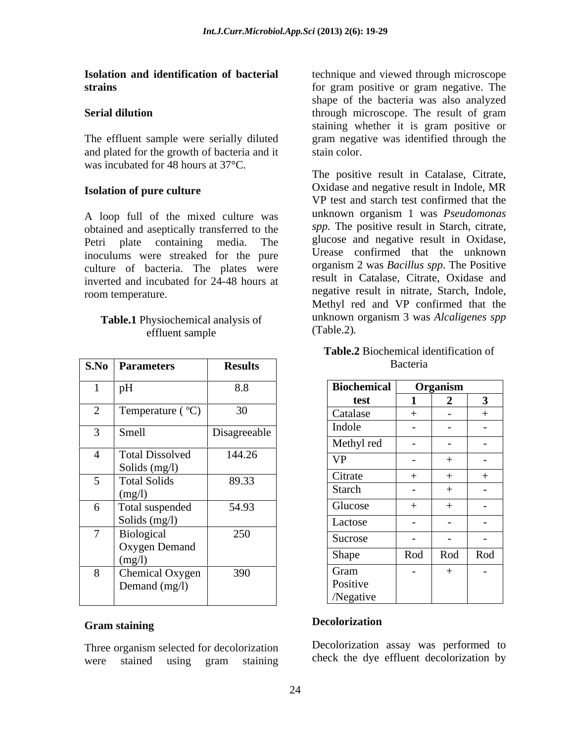## Isolation and identification of bacterial strains

### Serial dilution

The effluent sample were serially diluted and plated for the growth of bacteria and it was incubated for 48 hours at 37°C.

### Isolation of pure culture

A loop full of the mixed culture was obtained and aseptically transferred to the Petri plate containing media. The inoculums were streaked for the pure culture of bacteria. The plates were inverted and incubated for 24-48 hours at room temperature.

**Table.1** Physiochemical analysis of effluent sample

| S.No | Parameters | Results |
|---|---|---|
| 1 | pH | 8.8 |
| 2 | Temperature (°C) | 30 |
| 3 | Smell | Disagreeable |
| 4 | Total Dissolved Solids (mg/l) | 144.26 |
| 5 | Total Solids (mg/l) | 89.33 |
| 6 | Total suspended Solids (mg/l) | 54.93 |
| 7 | Biological Oxygen Demand (mg/l) | 250 |
| 8 | Chemical Oxygen Demand (mg/l) | 390 |

### Gram staining

Three organism selected for decolorization were stained using gram staining technique and viewed through microscope for gram positive or gram negative. The shape of the bacteria was also analyzed through microscope. The result of gram staining whether it is gram positive or gram negative was identified through the stain color.

The positive result in Catalase, Citrate, Oxidase and negative result in Indole, MR VP test and starch test confirmed that the unknown organism 1 was *Pseudomonas spp.* The positive result in Starch, citrate, glucose and negative result in Oxidase, Urease confirmed that the unknown organism 2 was *Bacillus spp*. The Positive result in Catalase, Citrate, Oxidase and negative result in nitrate, Starch, Indole, Methyl red and VP confirmed that the unknown organism 3 was *Alcaligenes spp* (Table.2).

**Table.2** Biochemical identification of Bacteria

| Biochemical test | Organism | | |
|---|---|---|---|
| | 1 | 2 | 3 |
| Catalase | + | - | + |
| Indole | - | - | - |
| Methyl red | - | - | - |
| VP | - | + | - |
| Citrate | + | + | + |
| Starch | - | + | - |
| Glucose | + | + | - |
| Lactose | - | - | - |
| Sucrose | - | - | - |
| Shape | Rod | Rod | Rod |
| Gram Positive /Negative | - | + | - |

### Decolorization

Decolorization assay was performed to check the dye effluent decolorization by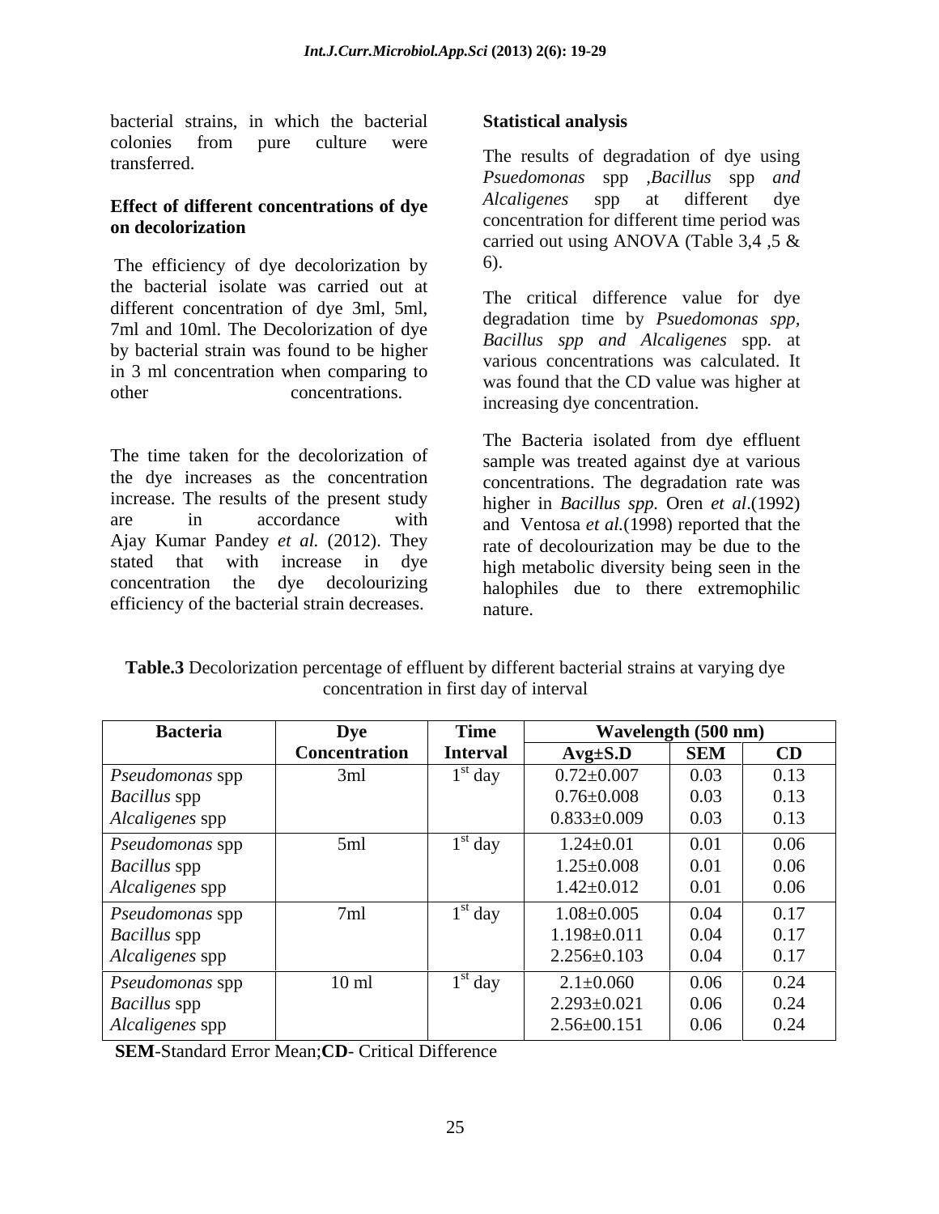bacterial strains, in which the bacterial colonies from pure culture were transferred.

**Effect of different concentrations of dye on decolorization**

The efficiency of dye decolorization by the bacterial isolate was carried out at different concentration of dye 3ml, 5ml, 7ml and 10ml. The Decolorization of dye by bacterial strain was found to be higher in 3 ml concentration when comparing to other concentrations.

The time taken for the decolorization of the dye increases as the concentration increase. The results of the present study are in accordance with Ajay Kumar Pandey *et al.* (2012). They stated that with increase in dye concentration the dye decolourizing efficiency of the bacterial strain decreases.

**Statistical analysis**

The results of degradation of dye using *Psuedomonas* spp ,*Bacillus* spp *and Alcaligenes* spp at different dye concentration for different time period was carried out using ANOVA (Table 3,4 ,5 & 6).

The critical difference value for dye degradation time by *Psuedomonas spp, Bacillus spp and Alcaligenes* spp. at various concentrations was calculated. It was found that the CD value was higher at increasing dye concentration.

The Bacteria isolated from dye effluent sample was treated against dye at various concentrations. The degradation rate was higher in *Bacillus spp.* Oren *et al*.(1992) and Ventosa *et al.*(1998) reported that the rate of decolourization may be due to the high metabolic diversity being seen in the halophiles due to there extremophilic nature.

**Table.3** Decolorization percentage of effluent by different bacterial strains at varying dye concentration in first day of interval

| Bacteria | Dye Concentration | Time Interval | Wavelength (500 nm) | | |
|---|---|---|---|---|---|
| | | | Avg±S.D | SEM | CD |
| *Pseudomonas* spp | 3ml | 1st day | 0.72±0.007 | 0.03 | 0.13 |
| *Bacillus* spp | | | 0.76±0.008 | 0.03 | 0.13 |
| *Alcaligenes* spp | | | 0.833±0.009 | 0.03 | 0.13 |
| *Pseudomonas* spp | 5ml | 1st day | 1.24±0.01 | 0.01 | 0.06 |
| *Bacillus* spp | | | 1.25±0.008 | 0.01 | 0.06 |
| *Alcaligenes* spp | | | 1.42±0.012 | 0.01 | 0.06 |
| *Pseudomonas* spp | 7ml | 1st day | 1.08±0.005 | 0.04 | 0.17 |
| *Bacillus* spp | | | 1.198±0.011 | 0.04 | 0.17 |
| *Alcaligenes* spp | | | 2.256±0.103 | 0.04 | 0.17 |
| *Pseudomonas* spp | 10 ml | 1st day | 2.1±0.060 | 0.06 | 0.24 |
| *Bacillus* spp | | | 2.293±0.021 | 0.06 | 0.24 |
| *Alcaligenes* spp | | | 2.56±00.151 | 0.06 | 0.24 |

**SEM**-Standard Error Mean;**CD**- Critical Difference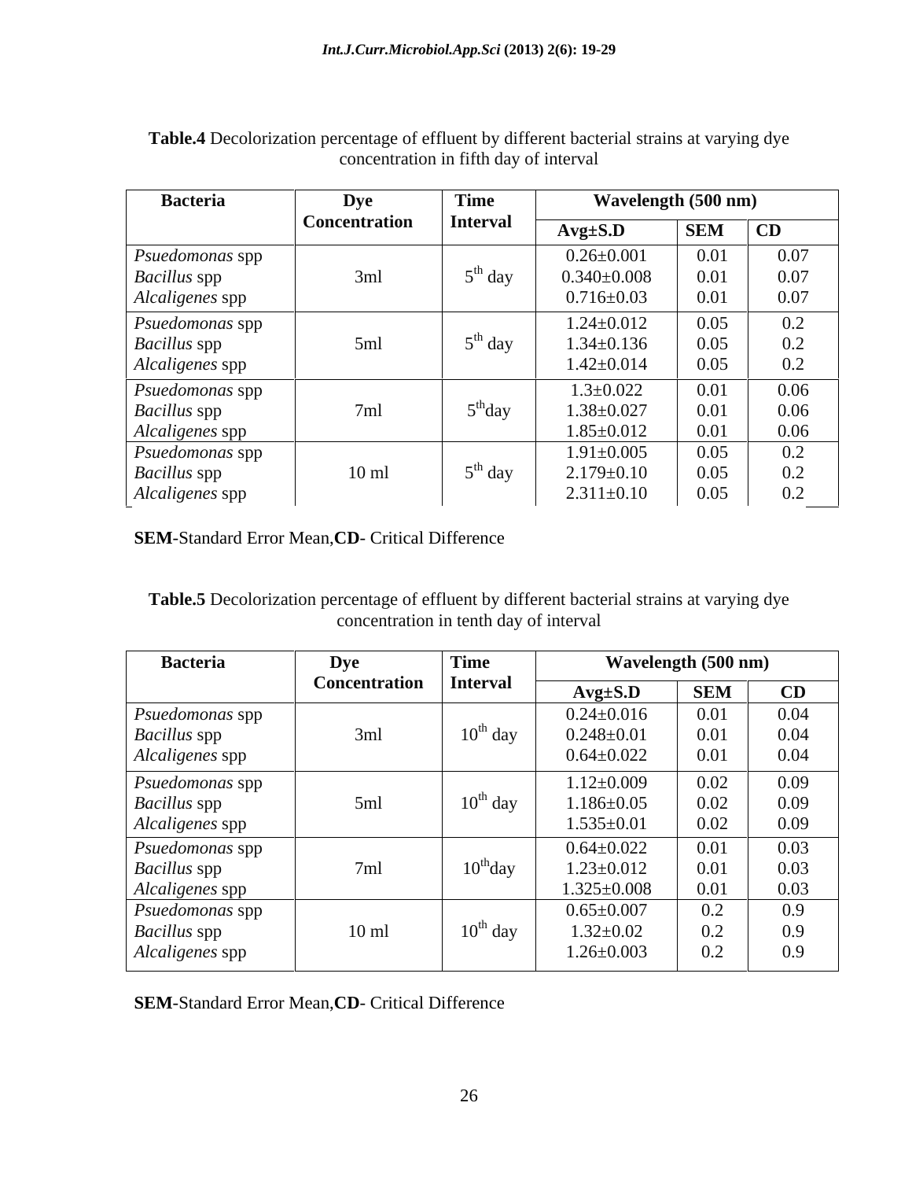**Table.4** Decolorization percentage of effluent by different bacterial strains at varying dye concentration in fifth day of interval

| Bacteria | Dye Concentration | Time Interval | Wavelength (500 nm) | | |
|---|---|---|---|---|---|
| | | | Avg±S.D | SEM | CD |
| *Psuedomonas* spp | 3ml | $5^{th}$ day | 0.26±0.001 | 0.01 | 0.07 |
| *Bacillus* spp | | | 0.340±0.008 | 0.01 | 0.07 |
| *Alcaligenes* spp | | | 0.716±0.03 | 0.01 | 0.07 |
| *Psuedomonas* spp | 5ml | $5^{th}$ day | 1.24±0.012 | 0.05 | 0.2 |
| *Bacillus* spp | | | 1.34±0.136 | 0.05 | 0.2 |
| *Alcaligenes* spp | | | 1.42±0.014 | 0.05 | 0.2 |
| *Psuedomonas* spp | 7ml | $5^{th}$day | 1.3±0.022 | 0.01 | 0.06 |
| *Bacillus* spp | | | 1.38±0.027 | 0.01 | 0.06 |
| *Alcaligenes* spp | | | 1.85±0.012 | 0.01 | 0.06 |
| *Psuedomonas* spp | 10 ml | $5^{th}$ day | 1.91±0.005 | 0.05 | 0.2 |
| *Bacillus* spp | | | 2.179±0.10 | 0.05 | 0.2 |
| *Alcaligenes* spp | | | 2.311±0.10 | 0.05 | 0.2 |

**SEM**-Standard Error Mean,**CD**- Critical Difference

**Table.5** Decolorization percentage of effluent by different bacterial strains at varying dye concentration in tenth day of interval

| Bacteria | Dye Concentration | Time Interval | Wavelength (500 nm) | | |
|---|---|---|---|---|---|
| | | | Avg±S.D | SEM | CD |
| *Psuedomonas* spp | 3ml | $10^{th}$ day | 0.24±0.016 | 0.01 | 0.04 |
| *Bacillus* spp | | | 0.248±0.01 | 0.01 | 0.04 |
| *Alcaligenes* spp | | | 0.64±0.022 | 0.01 | 0.04 |
| *Psuedomonas* spp | 5ml | $10^{th}$ day | 1.12±0.009 | 0.02 | 0.09 |
| *Bacillus* spp | | | 1.186±0.05 | 0.02 | 0.09 |
| *Alcaligenes* spp | | | 1.535±0.01 | 0.02 | 0.09 |
| *Psuedomonas* spp | 7ml | $10^{th}$day | 0.64±0.022 | 0.01 | 0.03 |
| *Bacillus* spp | | | 1.23±0.012 | 0.01 | 0.03 |
| *Alcaligenes* spp | | | 1.325±0.008 | 0.01 | 0.03 |
| *Psuedomonas* spp | 10 ml | $10^{th}$ day | 0.65±0.007 | 0.2 | 0.9 |
| *Bacillus* spp | | | 1.32±0.02 | 0.2 | 0.9 |
| *Alcaligenes* spp | | | 1.26±0.003 | 0.2 | 0.9 |

**SEM**-Standard Error Mean,**CD**- Critical Difference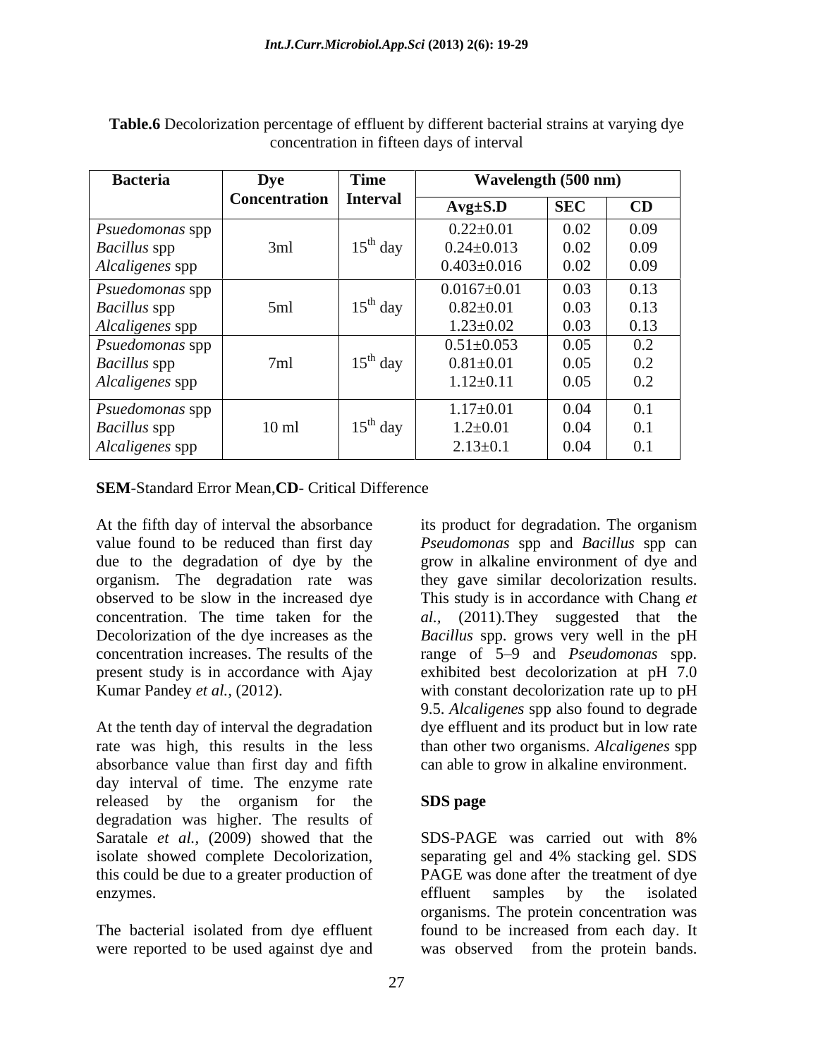**Table.6** Decolorization percentage of effluent by different bacterial strains at varying dye concentration in fifteen days of interval

| Bacteria | Dye Concentration | Time Interval | Wavelength (500 nm) | | |
|---|---|---|---|---|---|
| | | | Avg±S.D | SEC | CD |
| *Psuedomonas* spp | 3ml | $15^{th}$ day | 0.22±0.01 | 0.02 | 0.09 |
| *Bacillus* spp | | | 0.24±0.013 | 0.02 | 0.09 |
| *Alcaligenes* spp | | | 0.403±0.016 | 0.02 | 0.09 |
| *Psuedomonas* spp | 5ml | $15^{th}$ day | 0.0167±0.01 | 0.03 | 0.13 |
| *Bacillus* spp | | | 0.82±0.01 | 0.03 | 0.13 |
| *Alcaligenes* spp | | | 1.23±0.02 | 0.03 | 0.13 |
| *Psuedomonas* spp | 7ml | $15^{th}$ day | 0.51±0.053 | 0.05 | 0.2 |
| *Bacillus* spp | | | 0.81±0.01 | 0.05 | 0.2 |
| *Alcaligenes* spp | | | 1.12±0.11 | 0.05 | 0.2 |
| *Psuedomonas* spp | 10 ml | $15^{th}$ day | 1.17±0.01 | 0.04 | 0.1 |
| *Bacillus* spp | | | 1.2±0.01 | 0.04 | 0.1 |
| *Alcaligenes* spp | | | 2.13±0.1 | 0.04 | 0.1 |

**SEM**-Standard Error Mean,**CD**- Critical Difference

At the fifth day of interval the absorbance value found to be reduced than first day due to the degradation of dye by the organism. The degradation rate was observed to be slow in the increased dye concentration. The time taken for the Decolorization of the dye increases as the concentration increases. The results of the present study is in accordance with Ajay Kumar Pandey *et al.,* (2012).

At the tenth day of interval the degradation rate was high, this results in the less absorbance value than first day and fifth day interval of time. The enzyme rate released by the organism for the degradation was higher. The results of Saratale *et al.,* (2009) showed that the isolate showed complete Decolorization, this could be due to a greater production of enzymes.

The bacterial isolated from dye effluent were reported to be used against dye and its product for degradation. The organism *Pseudomonas* spp and *Bacillus* spp can grow in alkaline environment of dye and they gave similar decolorization results. This study is in accordance with Chang *et al.,* (2011).They suggested that the *Bacillus* spp. grows very well in the pH range of 5–9 and *Pseudomonas* spp. exhibited best decolorization at pH 7.0 with constant decolorization rate up to pH 9.5. *Alcaligenes* spp also found to degrade dye effluent and its product but in low rate than other two organisms. *Alcaligenes* spp can able to grow in alkaline environment.

## SDS page

SDS-PAGE was carried out with 8% separating gel and 4% stacking gel. SDS PAGE was done after the treatment of dye effluent samples by the isolated organisms. The protein concentration was found to be increased from each day. It was observed from the protein bands.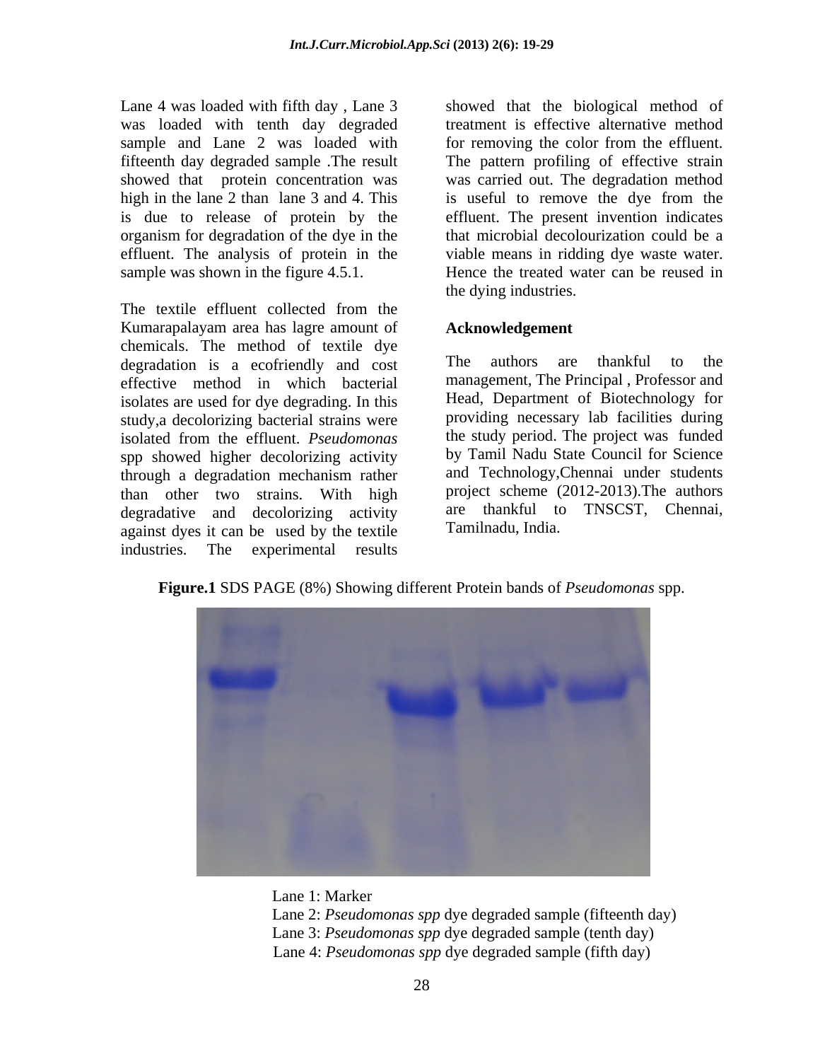Lane 4 was loaded with fifth day , Lane 3 was loaded with tenth day degraded sample and Lane 2 was loaded with fifteenth day degraded sample .The result showed that protein concentration was high in the lane 2 than lane 3 and 4. This is due to release of protein by the organism for degradation of the dye in the effluent. The analysis of protein in the sample was shown in the figure 4.5.1.

The textile effluent collected from the Kumarapalayam area has lagre amount of chemicals. The method of textile dye degradation is a ecofriendly and cost effective method in which bacterial isolates are used for dye degrading. In this study,a decolorizing bacterial strains were isolated from the effluent. *Pseudomonas* spp showed higher decolorizing activity through a degradation mechanism rather than other two strains. With high degradative and decolorizing activity against dyes it can be used by the textile industries. The experimental results showed that the biological method of treatment is effective alternative method for removing the color from the effluent. The pattern profiling of effective strain was carried out. The degradation method is useful to remove the dye from the effluent. The present invention indicates that microbial decolourization could be a viable means in ridding dye waste water. Hence the treated water can be reused in the dying industries.

## Acknowledgement

The authors are thankful to the management, The Principal , Professor and Head, Department of Biotechnology for providing necessary lab facilities during the study period. The project was funded by Tamil Nadu State Council for Science and Technology,Chennai under students project scheme (2012-2013).The authors are thankful to TNSCST, Chennai, Tamilnadu, India.

**Figure.1** SDS PAGE (8%) Showing different Protein bands of *Pseudomonas* spp.

Lane 1: Marker
Lane 2: *Pseudomonas spp* dye degraded sample (fifteenth day)
Lane 3: *Pseudomonas spp* dye degraded sample (tenth day)
Lane 4: *Pseudomonas spp* dye degraded sample (fifth day)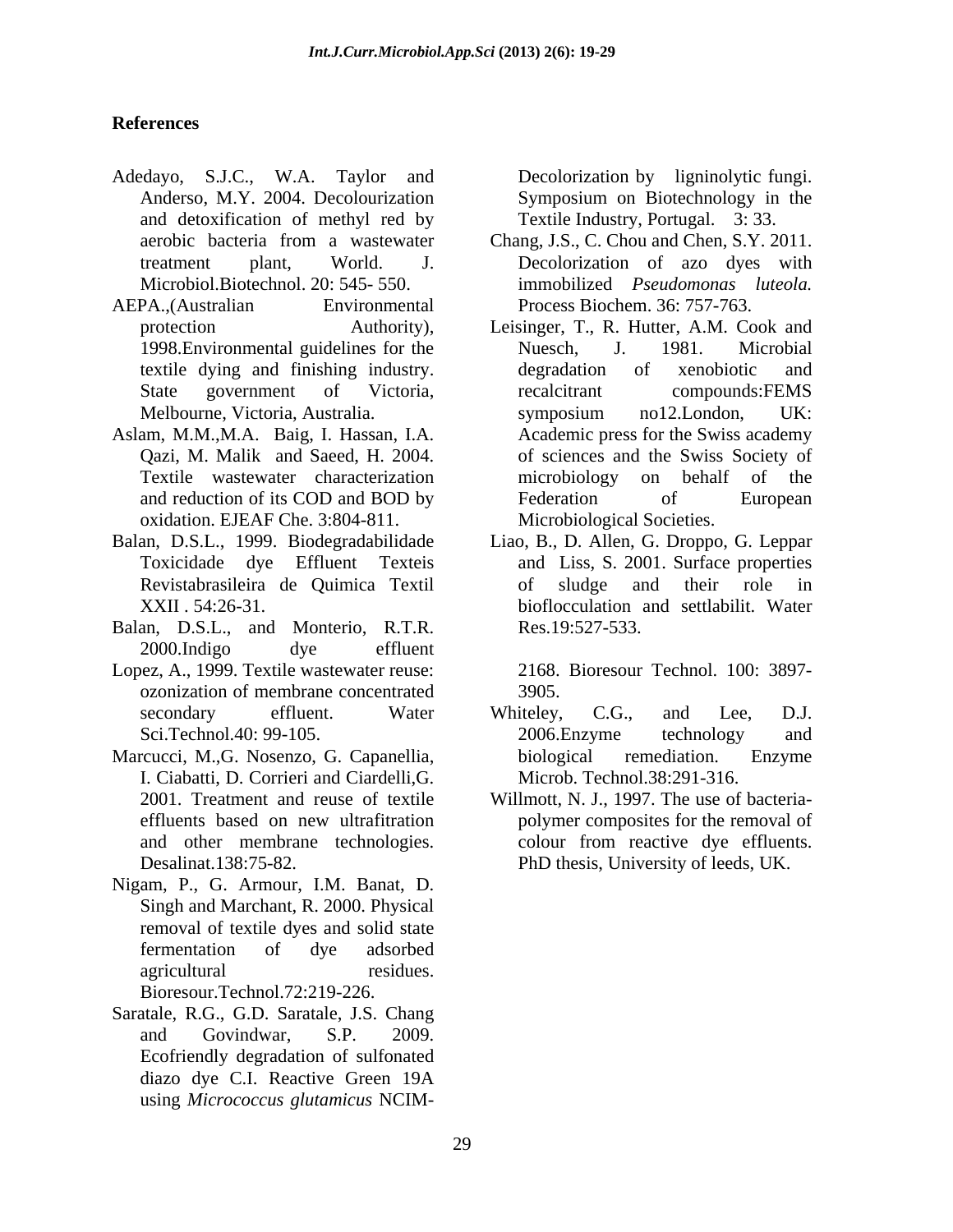## References

Adedayo, S.J.C., W.A. Taylor and Anderso, M.Y. 2004. Decolourization and detoxification of methyl red by aerobic bacteria from a wastewater treatment plant, World. J. Microbiol.Biotechnol. 20: 545- 550.

AEPA.,(Australian Environmental protection Authority), 1998.Environmental guidelines for the textile dying and finishing industry. State government of Victoria, Melbourne, Victoria, Australia.

Aslam, M.M.,M.A. Baig, I. Hassan, I.A. Qazi, M. Malik and Saeed, H. 2004. Textile wastewater characterization and reduction of its COD and BOD by oxidation. EJEAF Che. 3:804-811.

Balan, D.S.L., 1999. Biodegradabilidade Toxicidade dye Effluent Texteis Revistabrasileira de Quimica Textil XXII . 54:26-31.

Balan, D.S.L., and Monterio, R.T.R. 2000.Indigo dye effluent Decolorization by ligninolytic fungi. Symposium on Biotechnology in the Textile Industry, Portugal. 3: 33.

Lopez, A., 1999. Textile wastewater reuse: ozonization of membrane concentrated secondary effluent. Water Sci.Technol.40: 99-105.

Marcucci, M.,G. Nosenzo, G. Capanellia, I. Ciabatti, D. Corrieri and Ciardelli,G. 2001. Treatment and reuse of textile effluents based on new ultrafitration and other membrane technologies. Desalinat.138:75-82.

Nigam, P., G. Armour, I.M. Banat, D. Singh and Marchant, R. 2000. Physical removal of textile dyes and solid state fermentation of dye adsorbed agricultural residues. Bioresour.Technol.72:219-226.

Saratale, R.G., G.D. Saratale, J.S. Chang and Govindwar, S.P. 2009. Ecofriendly degradation of sulfonated diazo dye C.I. Reactive Green 19A using *Micrococcus glutamicus* NCIM-2168. Bioresour Technol. 100: 3897-3905.

Chang, J.S., C. Chou and Chen, S.Y. 2011. Decolorization of azo dyes with immobilized *Pseudomonas luteola.* Process Biochem. 36: 757-763.

Leisinger, T., R. Hutter, A.M. Cook and Nuesch, J. 1981. Microbial degradation of xenobiotic and recalcitrant compounds:FEMS symposium no12.London, UK: Academic press for the Swiss academy of sciences and the Swiss Society of microbiology on behalf of the Federation of European Microbiological Societies.

Liao, B., D. Allen, G. Droppo, G. Leppar and Liss, S. 2001. Surface properties of sludge and their role in bioflocculation and settlabilit. Water Res.19:527-533.

Whiteley, C.G., and Lee, D.J. 2006.Enzyme technology and biological remediation. Enzyme Microb. Technol.38:291-316.

Willmott, N. J., 1997. The use of bacteria-polymer composites for the removal of colour from reactive dye effluents. PhD thesis, University of leeds, UK.